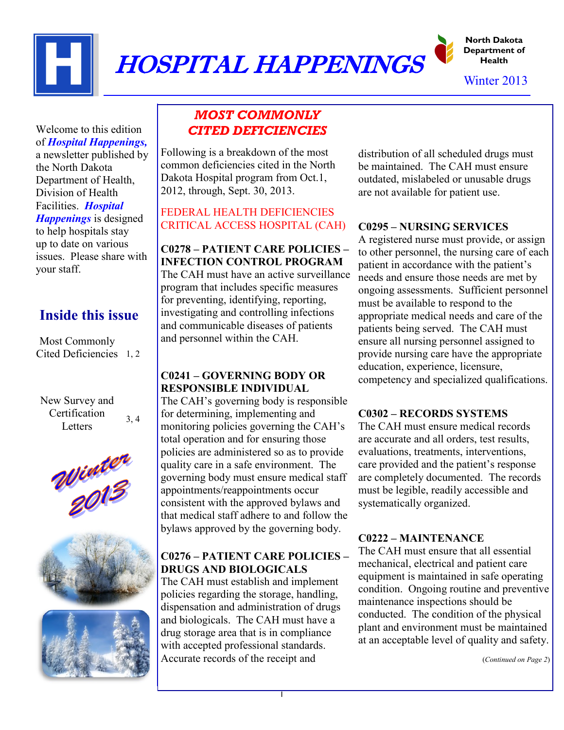# HOSPITAL HAPPENINGS

North Dakota Department of Health

Winter 2013

Welcome to this edition of ***Hospital Happenings,*** a newsletter published by the North Dakota Department of Health, Division of Health Facilities. ***Hospital Happenings*** is designed to help hospitals stay up to date on various issues. Please share with your staff.

## Inside this issue

Most Commonly Cited Deficiencies 1, 2

New Survey and Certification Letters 3, 4

Winter 2013

## *MOST COMMONLY CITED DEFICIENCIES*

Following is a breakdown of the most common deficiencies cited in the North Dakota Hospital program from Oct.1, 2012, through, Sept. 30, 2013.

FEDERAL HEALTH DEFICIENCIES CRITICAL ACCESS HOSPITAL (CAH)

**C0278 – PATIENT CARE POLICIES – INFECTION CONTROL PROGRAM**

The CAH must have an active surveillance program that includes specific measures for preventing, identifying, reporting, investigating and controlling infections and communicable diseases of patients and personnel within the CAH.

**C0241 – GOVERNING BODY OR RESPONSIBLE INDIVIDUAL**

The CAH's governing body is responsible for determining, implementing and monitoring policies governing the CAH's total operation and for ensuring those policies are administered so as to provide quality care in a safe environment. The governing body must ensure medical staff appointments/reappointments occur consistent with the approved bylaws and that medical staff adhere to and follow the bylaws approved by the governing body.

**C0276 – PATIENT CARE POLICIES – DRUGS AND BIOLOGICALS**

The CAH must establish and implement policies regarding the storage, handling, dispensation and administration of drugs and biologicals. The CAH must have a drug storage area that is in compliance with accepted professional standards. Accurate records of the receipt and distribution of all scheduled drugs must be maintained. The CAH must ensure outdated, mislabeled or unusable drugs are not available for patient use.

**C0295 – NURSING SERVICES**

A registered nurse must provide, or assign to other personnel, the nursing care of each patient in accordance with the patient's needs and ensure those needs are met by ongoing assessments. Sufficient personnel must be available to respond to the appropriate medical needs and care of the patients being served. The CAH must ensure all nursing personnel assigned to provide nursing care have the appropriate education, experience, licensure, competency and specialized qualifications.

**C0302 – RECORDS SYSTEMS**

The CAH must ensure medical records are accurate and all orders, test results, evaluations, treatments, interventions, care provided and the patient's response are completely documented. The records must be legible, readily accessible and systematically organized.

**C0222 – MAINTENANCE**

The CAH must ensure that all essential mechanical, electrical and patient care equipment is maintained in safe operating condition. Ongoing routine and preventive maintenance inspections should be conducted. The condition of the physical plant and environment must be maintained at an acceptable level of quality and safety.

(*Continued on Page 2*)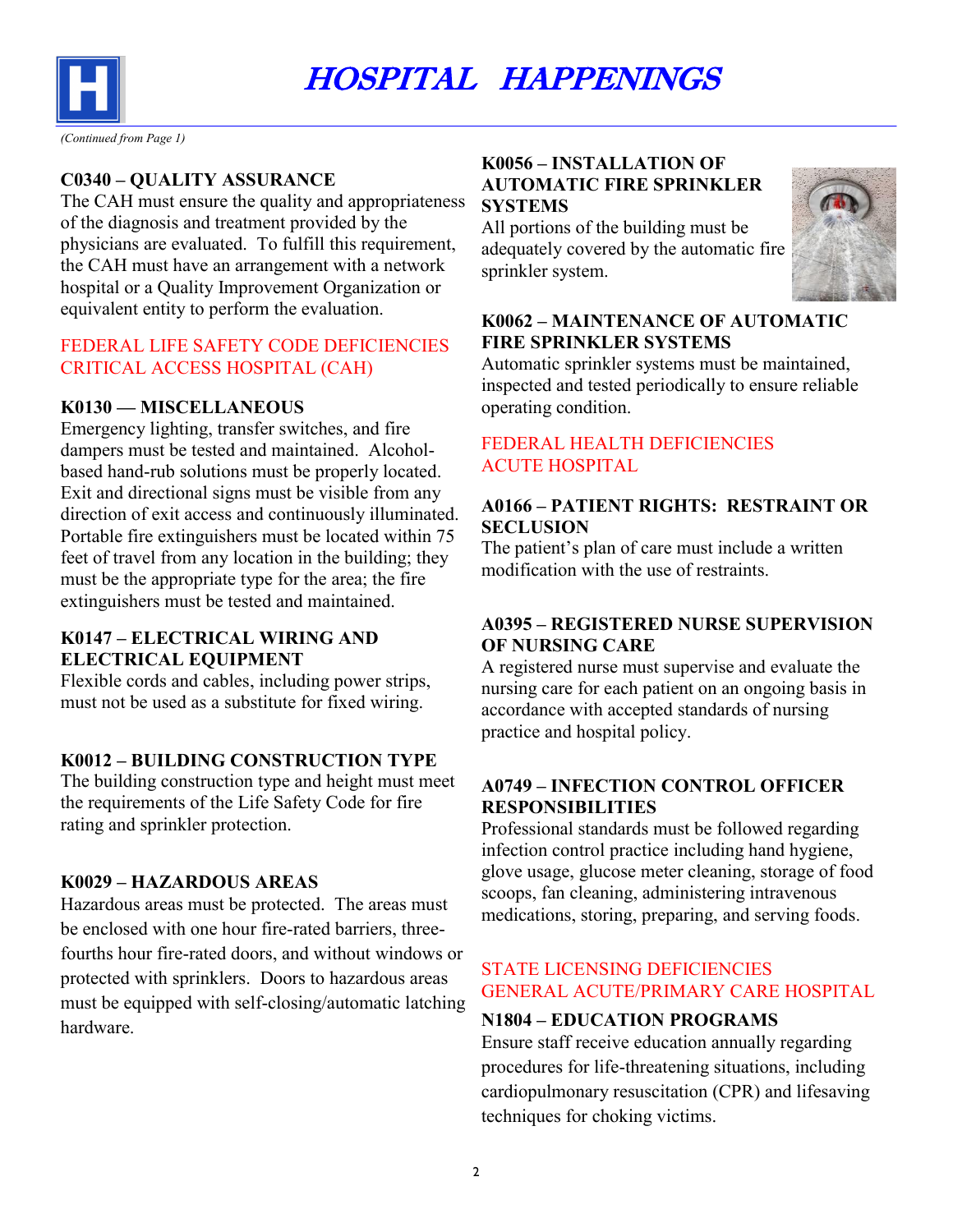*(Continued from Page 1)*

### C0340 – QUALITY ASSURANCE

The CAH must ensure the quality and appropriateness of the diagnosis and treatment provided by the physicians are evaluated. To fulfill this requirement, the CAH must have an arrangement with a network hospital or a Quality Improvement Organization or equivalent entity to perform the evaluation.

## FEDERAL LIFE SAFETY CODE DEFICIENCIES CRITICAL ACCESS HOSPITAL (CAH)

### K0130 — MISCELLANEOUS

Emergency lighting, transfer switches, and fire dampers must be tested and maintained. Alcohol-based hand-rub solutions must be properly located. Exit and directional signs must be visible from any direction of exit access and continuously illuminated. Portable fire extinguishers must be located within 75 feet of travel from any location in the building; they must be the appropriate type for the area; the fire extinguishers must be tested and maintained.

### K0147 – ELECTRICAL WIRING AND ELECTRICAL EQUIPMENT

Flexible cords and cables, including power strips, must not be used as a substitute for fixed wiring.

### K0012 – BUILDING CONSTRUCTION TYPE

The building construction type and height must meet the requirements of the Life Safety Code for fire rating and sprinkler protection.

### K0029 – HAZARDOUS AREAS

Hazardous areas must be protected. The areas must be enclosed with one hour fire-rated barriers, three-fourths hour fire-rated doors, and without windows or protected with sprinklers. Doors to hazardous areas must be equipped with self-closing/automatic latching hardware.

### K0056 – INSTALLATION OF AUTOMATIC FIRE SPRINKLER SYSTEMS

All portions of the building must be adequately covered by the automatic fire sprinkler system.

### K0062 – MAINTENANCE OF AUTOMATIC FIRE SPRINKLER SYSTEMS

Automatic sprinkler systems must be maintained, inspected and tested periodically to ensure reliable operating condition.

## FEDERAL HEALTH DEFICIENCIES ACUTE HOSPITAL

### A0166 – PATIENT RIGHTS: RESTRAINT OR SECLUSION

The patient's plan of care must include a written modification with the use of restraints.

### A0395 – REGISTERED NURSE SUPERVISION OF NURSING CARE

A registered nurse must supervise and evaluate the nursing care for each patient on an ongoing basis in accordance with accepted standards of nursing practice and hospital policy.

### A0749 – INFECTION CONTROL OFFICER RESPONSIBILITIES

Professional standards must be followed regarding infection control practice including hand hygiene, glove usage, glucose meter cleaning, storage of food scoops, fan cleaning, administering intravenous medications, storing, preparing, and serving foods.

## STATE LICENSING DEFICIENCIES GENERAL ACUTE/PRIMARY CARE HOSPITAL

### N1804 – EDUCATION PROGRAMS

Ensure staff receive education annually regarding procedures for life-threatening situations, including cardiopulmonary resuscitation (CPR) and lifesaving techniques for choking victims.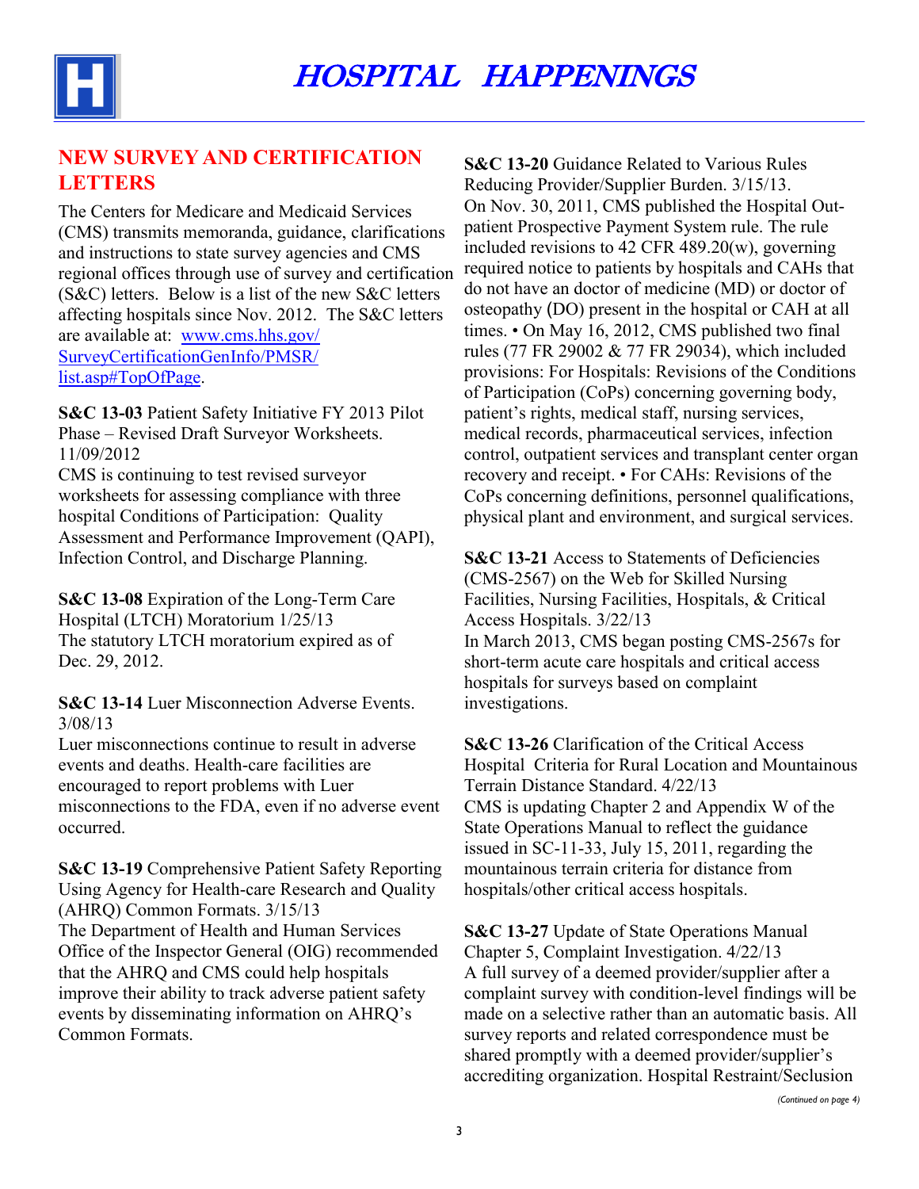# HOSPITAL HAPPENINGS

## NEW SURVEY AND CERTIFICATION LETTERS

The Centers for Medicare and Medicaid Services (CMS) transmits memoranda, guidance, clarifications and instructions to state survey agencies and CMS regional offices through use of survey and certification (S&C) letters. Below is a list of the new S&C letters affecting hospitals since Nov. 2012. The S&C letters are available at: [www.cms.hhs.gov/SurveyCertificationGenInfo/PMSR/list.asp#TopOfPage](www.cms.hhs.gov/SurveyCertificationGenInfo/PMSR/list.asp#TopOfPage).

**S&C 13-03** Patient Safety Initiative FY 2013 Pilot Phase – Revised Draft Surveyor Worksheets. 11/09/2012
CMS is continuing to test revised surveyor worksheets for assessing compliance with three hospital Conditions of Participation: Quality Assessment and Performance Improvement (QAPI), Infection Control, and Discharge Planning.

**S&C 13-08** Expiration of the Long-Term Care Hospital (LTCH) Moratorium 1/25/13
The statutory LTCH moratorium expired as of Dec. 29, 2012.

**S&C 13-14** Luer Misconnection Adverse Events. 3/08/13
Luer misconnections continue to result in adverse events and deaths. Health-care facilities are encouraged to report problems with Luer misconnections to the FDA, even if no adverse event occurred.

**S&C 13-19** Comprehensive Patient Safety Reporting Using Agency for Health-care Research and Quality (AHRQ) Common Formats. 3/15/13
The Department of Health and Human Services Office of the Inspector General (OIG) recommended that the AHRQ and CMS could help hospitals improve their ability to track adverse patient safety events by disseminating information on AHRQ's Common Formats.

**S&C 13-20** Guidance Related to Various Rules Reducing Provider/Supplier Burden. 3/15/13.
On Nov. 30, 2011, CMS published the Hospital Outpatient Prospective Payment System rule. The rule included revisions to 42 CFR 489.20(w), governing required notice to patients by hospitals and CAHs that do not have an doctor of medicine (MD) or doctor of osteopathy (DO) present in the hospital or CAH at all times. • On May 16, 2012, CMS published two final rules (77 FR 29002 & 77 FR 29034), which included provisions: For Hospitals: Revisions of the Conditions of Participation (CoPs) concerning governing body, patient's rights, medical staff, nursing services, medical records, pharmaceutical services, infection control, outpatient services and transplant center organ recovery and receipt. • For CAHs: Revisions of the CoPs concerning definitions, personnel qualifications, physical plant and environment, and surgical services.

**S&C 13-21** Access to Statements of Deficiencies (CMS-2567) on the Web for Skilled Nursing Facilities, Nursing Facilities, Hospitals, & Critical Access Hospitals. 3/22/13
In March 2013, CMS began posting CMS-2567s for short-term acute care hospitals and critical access hospitals for surveys based on complaint investigations.

**S&C 13-26** Clarification of the Critical Access Hospital Criteria for Rural Location and Mountainous Terrain Distance Standard. 4/22/13
CMS is updating Chapter 2 and Appendix W of the State Operations Manual to reflect the guidance issued in SC-11-33, July 15, 2011, regarding the mountainous terrain criteria for distance from hospitals/other critical access hospitals.

**S&C 13-27** Update of State Operations Manual Chapter 5, Complaint Investigation. 4/22/13
A full survey of a deemed provider/supplier after a complaint survey with condition-level findings will be made on a selective rather than an automatic basis. All survey reports and related correspondence must be shared promptly with a deemed provider/supplier's accrediting organization. Hospital Restraint/Seclusion

*(Continued on page 4)*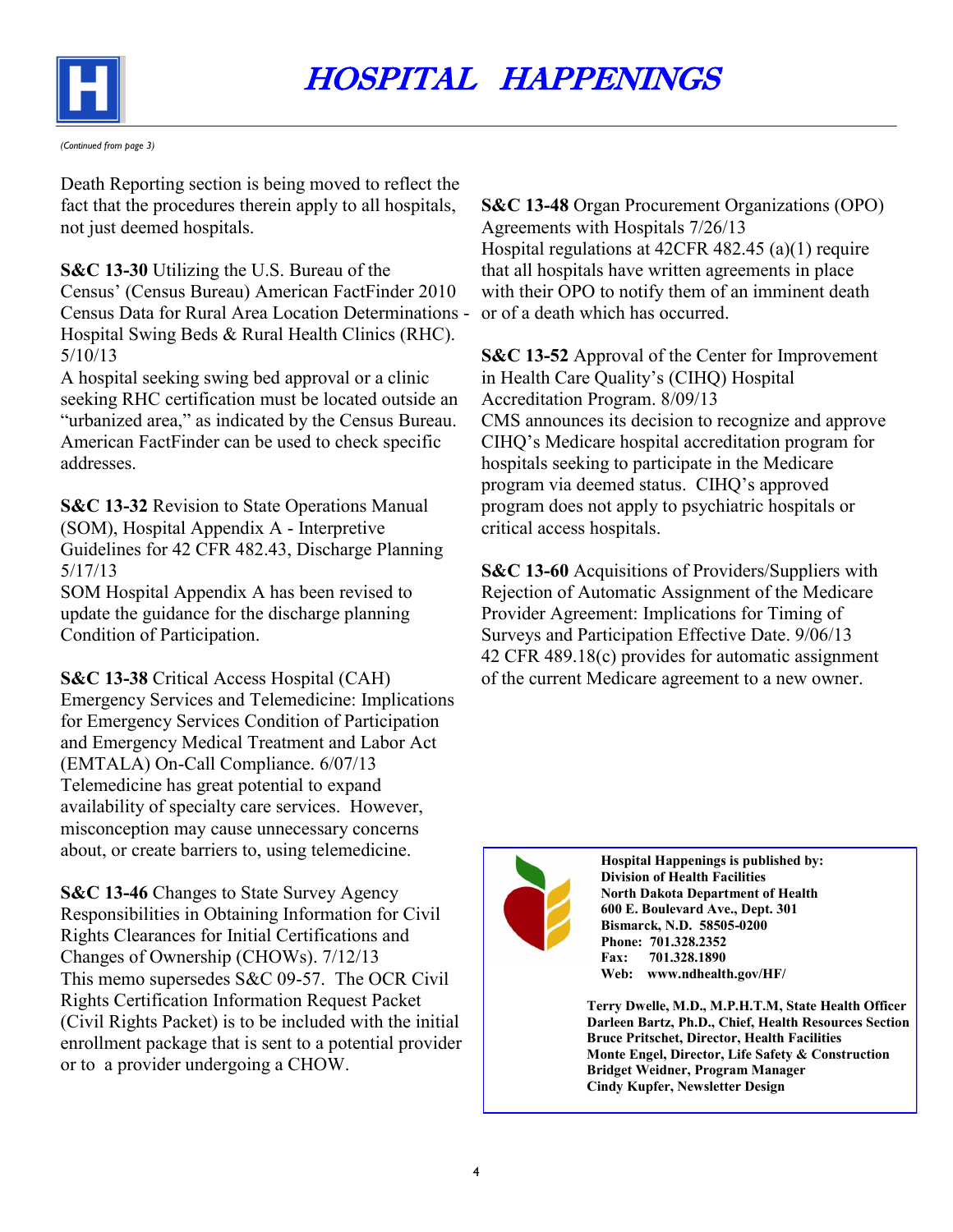*(Continued from page 3)*

Death Reporting section is being moved to reflect the fact that the procedures therein apply to all hospitals, not just deemed hospitals.

**S&C 13-30** Utilizing the U.S. Bureau of the Census' (Census Bureau) American FactFinder 2010 Census Data for Rural Area Location Determinations - Hospital Swing Beds & Rural Health Clinics (RHC). 5/10/13

A hospital seeking swing bed approval or a clinic seeking RHC certification must be located outside an "urbanized area," as indicated by the Census Bureau. American FactFinder can be used to check specific addresses.

**S&C 13-32** Revision to State Operations Manual (SOM), Hospital Appendix A - Interpretive Guidelines for 42 CFR 482.43, Discharge Planning 5/17/13

SOM Hospital Appendix A has been revised to update the guidance for the discharge planning Condition of Participation.

**S&C 13-38** Critical Access Hospital (CAH) Emergency Services and Telemedicine: Implications for Emergency Services Condition of Participation and Emergency Medical Treatment and Labor Act (EMTALA) On-Call Compliance. 6/07/13

Telemedicine has great potential to expand availability of specialty care services. However, misconception may cause unnecessary concerns about, or create barriers to, using telemedicine.

**S&C 13-46** Changes to State Survey Agency Responsibilities in Obtaining Information for Civil Rights Clearances for Initial Certifications and Changes of Ownership (CHOWs). 7/12/13

This memo supersedes S&C 09-57. The OCR Civil Rights Certification Information Request Packet (Civil Rights Packet) is to be included with the initial enrollment package that is sent to a potential provider or to a provider undergoing a CHOW.

**S&C 13-48** Organ Procurement Organizations (OPO) Agreements with Hospitals 7/26/13

Hospital regulations at 42CFR 482.45 (a)(1) require that all hospitals have written agreements in place with their OPO to notify them of an imminent death or of a death which has occurred.

**S&C 13-52** Approval of the Center for Improvement in Health Care Quality's (CIHQ) Hospital Accreditation Program. 8/09/13

CMS announces its decision to recognize and approve CIHQ's Medicare hospital accreditation program for hospitals seeking to participate in the Medicare program via deemed status. CIHQ's approved program does not apply to psychiatric hospitals or critical access hospitals.

**S&C 13-60** Acquisitions of Providers/Suppliers with Rejection of Automatic Assignment of the Medicare Provider Agreement: Implications for Timing of Surveys and Participation Effective Date. 9/06/13

42 CFR 489.18(c) provides for automatic assignment of the current Medicare agreement to a new owner.

**Hospital Happenings is published by:**
**Division of Health Facilities**
**North Dakota Department of Health**
**600 E. Boulevard Ave., Dept. 301**
**Bismarck, N.D. 58505-0200**
**Phone: 701.328.2352**
**Fax: 701.328.1890**
**Web: www.ndhealth.gov/HF/**

**Terry Dwelle, M.D., M.P.H.T.M, State Health Officer**
**Darleen Bartz, Ph.D., Chief, Health Resources Section**
**Bruce Pritschet, Director, Health Facilities**
**Monte Engel, Director, Life Safety & Construction**
**Bridget Weidner, Program Manager**
**Cindy Kupfer, Newsletter Design**